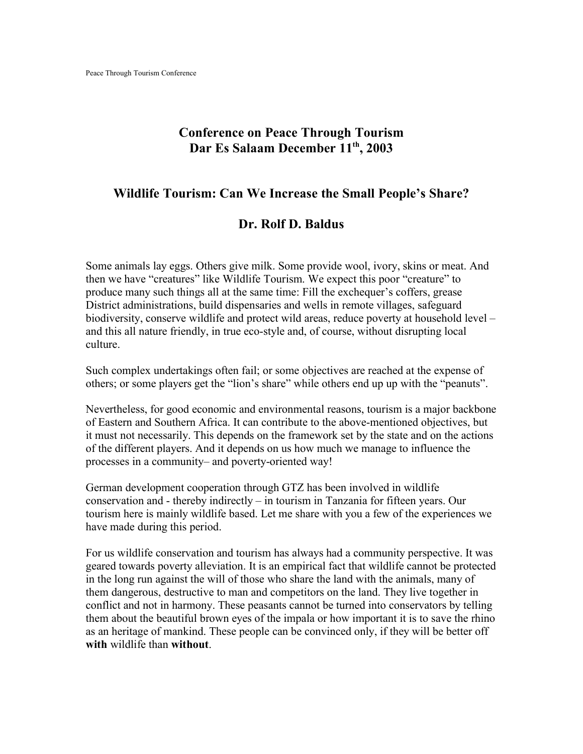# Conference on Peace Through Tourism
# Dar Es Salaam December 11th, 2003

## Wildlife Tourism: Can We Increase the Small People's Share?

## Dr. Rolf D. Baldus

Some animals lay eggs. Others give milk. Some provide wool, ivory, skins or meat. And then we have "creatures" like Wildlife Tourism. We expect this poor "creature" to produce many such things all at the same time: Fill the exchequer's coffers, grease District administrations, build dispensaries and wells in remote villages, safeguard biodiversity, conserve wildlife and protect wild areas, reduce poverty at household level – and this all nature friendly, in true eco-style and, of course, without disrupting local culture.

Such complex undertakings often fail; or some objectives are reached at the expense of others; or some players get the "lion's share" while others end up up with the "peanuts".

Nevertheless, for good economic and environmental reasons, tourism is a major backbone of Eastern and Southern Africa. It can contribute to the above-mentioned objectives, but it must not necessarily. This depends on the framework set by the state and on the actions of the different players. And it depends on us how much we manage to influence the processes in a community– and poverty-oriented way!

German development cooperation through GTZ has been involved in wildlife conservation and - thereby indirectly – in tourism in Tanzania for fifteen years. Our tourism here is mainly wildlife based. Let me share with you a few of the experiences we have made during this period.

For us wildlife conservation and tourism has always had a community perspective. It was geared towards poverty alleviation. It is an empirical fact that wildlife cannot be protected in the long run against the will of those who share the land with the animals, many of them dangerous, destructive to man and competitors on the land. They live together in conflict and not in harmony. These peasants cannot be turned into conservators by telling them about the beautiful brown eyes of the impala or how important it is to save the rhino as an heritage of mankind. These people can be convinced only, if they will be better off **with** wildlife than **without**.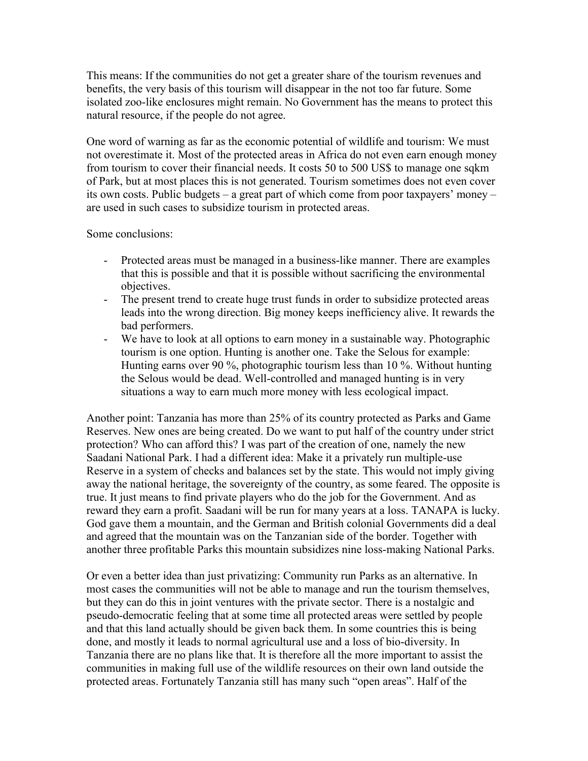This means: If the communities do not get a greater share of the tourism revenues and benefits, the very basis of this tourism will disappear in the not too far future. Some isolated zoo-like enclosures might remain. No Government has the means to protect this natural resource, if the people do not agree.

One word of warning as far as the economic potential of wildlife and tourism: We must not overestimate it. Most of the protected areas in Africa do not even earn enough money from tourism to cover their financial needs. It costs 50 to 500 US$ to manage one sqkm of Park, but at most places this is not generated. Tourism sometimes does not even cover its own costs. Public budgets – a great part of which come from poor taxpayers' money – are used in such cases to subsidize tourism in protected areas.

Some conclusions:

- Protected areas must be managed in a business-like manner. There are examples that this is possible and that it is possible without sacrificing the environmental objectives.
- The present trend to create huge trust funds in order to subsidize protected areas leads into the wrong direction. Big money keeps inefficiency alive. It rewards the bad performers.
- We have to look at all options to earn money in a sustainable way. Photographic tourism is one option. Hunting is another one. Take the Selous for example: Hunting earns over 90 %, photographic tourism less than 10 %. Without hunting the Selous would be dead. Well-controlled and managed hunting is in very situations a way to earn much more money with less ecological impact.

Another point: Tanzania has more than 25% of its country protected as Parks and Game Reserves. New ones are being created. Do we want to put half of the country under strict protection? Who can afford this? I was part of the creation of one, namely the new Saadani National Park. I had a different idea: Make it a privately run multiple-use Reserve in a system of checks and balances set by the state. This would not imply giving away the national heritage, the sovereignty of the country, as some feared. The opposite is true. It just means to find private players who do the job for the Government. And as reward they earn a profit. Saadani will be run for many years at a loss. TANAPA is lucky. God gave them a mountain, and the German and British colonial Governments did a deal and agreed that the mountain was on the Tanzanian side of the border. Together with another three profitable Parks this mountain subsidizes nine loss-making National Parks.

Or even a better idea than just privatizing: Community run Parks as an alternative. In most cases the communities will not be able to manage and run the tourism themselves, but they can do this in joint ventures with the private sector. There is a nostalgic and pseudo-democratic feeling that at some time all protected areas were settled by people and that this land actually should be given back them. In some countries this is being done, and mostly it leads to normal agricultural use and a loss of bio-diversity. In Tanzania there are no plans like that. It is therefore all the more important to assist the communities in making full use of the wildlife resources on their own land outside the protected areas. Fortunately Tanzania still has many such "open areas". Half of the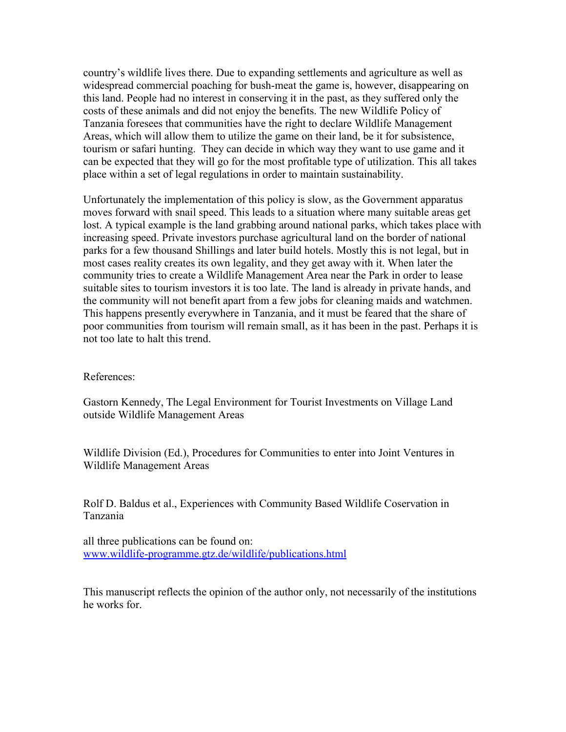country's wildlife lives there. Due to expanding settlements and agriculture as well as widespread commercial poaching for bush-meat the game is, however, disappearing on this land. People had no interest in conserving it in the past, as they suffered only the costs of these animals and did not enjoy the benefits. The new Wildlife Policy of Tanzania foresees that communities have the right to declare Wildlife Management Areas, which will allow them to utilize the game on their land, be it for subsistence, tourism or safari hunting. They can decide in which way they want to use game and it can be expected that they will go for the most profitable type of utilization. This all takes place within a set of legal regulations in order to maintain sustainability.

Unfortunately the implementation of this policy is slow, as the Government apparatus moves forward with snail speed. This leads to a situation where many suitable areas get lost. A typical example is the land grabbing around national parks, which takes place with increasing speed. Private investors purchase agricultural land on the border of national parks for a few thousand Shillings and later build hotels. Mostly this is not legal, but in most cases reality creates its own legality, and they get away with it. When later the community tries to create a Wildlife Management Area near the Park in order to lease suitable sites to tourism investors it is too late. The land is already in private hands, and the community will not benefit apart from a few jobs for cleaning maids and watchmen. This happens presently everywhere in Tanzania, and it must be feared that the share of poor communities from tourism will remain small, as it has been in the past. Perhaps it is not too late to halt this trend.

References:

Gastorn Kennedy, The Legal Environment for Tourist Investments on Village Land outside Wildlife Management Areas

Wildlife Division (Ed.), Procedures for Communities to enter into Joint Ventures in Wildlife Management Areas

Rolf D. Baldus et al., Experiences with Community Based Wildlife Coservation in Tanzania

all three publications can be found on: www.wildlife-programme.gtz.de/wildlife/publications.html

This manuscript reflects the opinion of the author only, not necessarily of the institutions he works for.